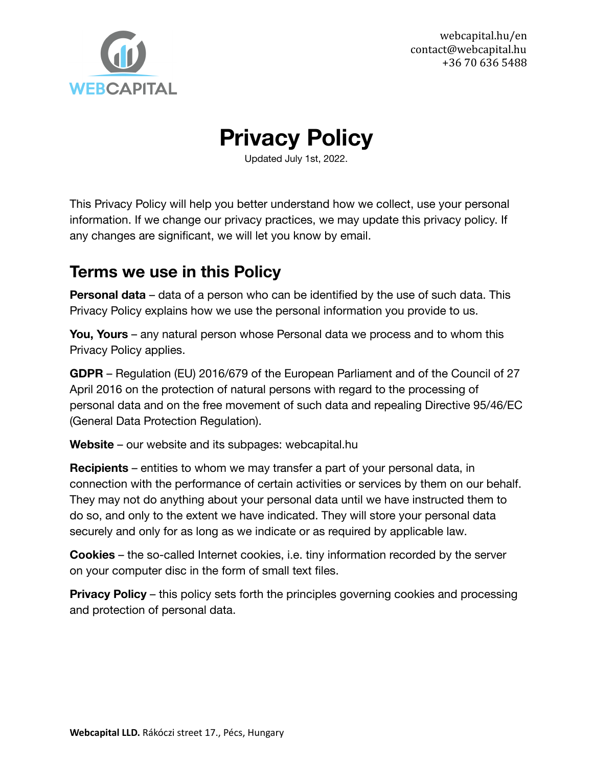# Privacy Policy

Updated July 1st, 2022.

This Privacy Policy will help you better understand how we collect, use your personal information. If we change our privacy practices, we may update this privacy policy. If any changes are significant, we will let you know by email.

## Terms we use in this Policy

**Personal data** – data of a person who can be identified by the use of such data. This Privacy Policy explains how we use the personal information you provide to us.

**You, Yours** – any natural person whose Personal data we process and to whom this Privacy Policy applies.

**GDPR** – Regulation (EU) 2016/679 of the European Parliament and of the Council of 27 April 2016 on the protection of natural persons with regard to the processing of personal data and on the free movement of such data and repealing Directive 95/46/EC (General Data Protection Regulation).

**Website** – our website and its subpages: webcapital.hu

**Recipients** – entities to whom we may transfer a part of your personal data, in connection with the performance of certain activities or services by them on our behalf. They may not do anything about your personal data until we have instructed them to do so, and only to the extent we have indicated. They will store your personal data securely and only for as long as we indicate or as required by applicable law.

**Cookies** – the so-called Internet cookies, i.e. tiny information recorded by the server on your computer disc in the form of small text files.

**Privacy Policy** – this policy sets forth the principles governing cookies and processing and protection of personal data.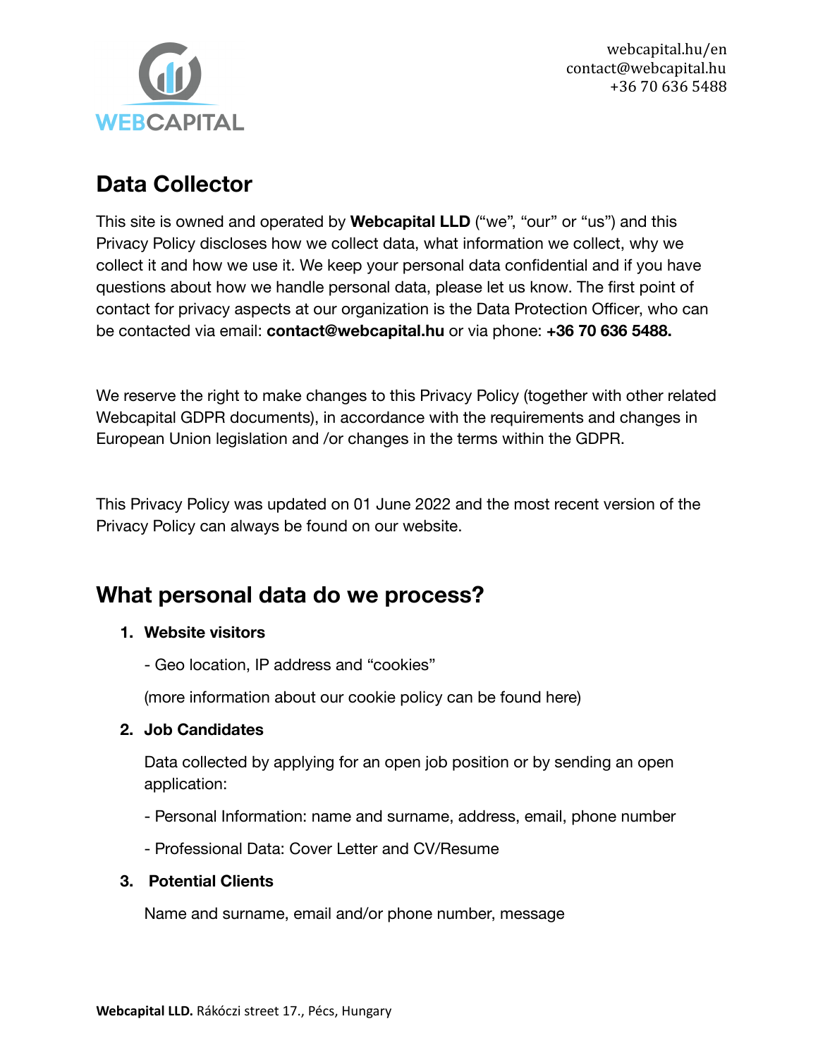## Data Collector

This site is owned and operated by **Webcapital LLD** ("we", "our" or "us") and this Privacy Policy discloses how we collect data, what information we collect, why we collect it and how we use it. We keep your personal data confidential and if you have questions about how we handle personal data, please let us know. The first point of contact for privacy aspects at our organization is the Data Protection Officer, who can be contacted via email: **contact@webcapital.hu** or via phone: **+36 70 636 5488.**

We reserve the right to make changes to this Privacy Policy (together with other related Webcapital GDPR documents), in accordance with the requirements and changes in European Union legislation and /or changes in the terms within the GDPR.

This Privacy Policy was updated on 01 June 2022 and the most recent version of the Privacy Policy can always be found on our website.

## What personal data do we process?

1. **Website visitors**

   - Geo location, IP address and "cookies"

   (more information about our cookie policy can be found here)

2. **Job Candidates**

   Data collected by applying for an open job position or by sending an open application:

   - Personal Information: name and surname, address, email, phone number

   - Professional Data: Cover Letter and CV/Resume

3. **Potential Clients**

   Name and surname, email and/or phone number, message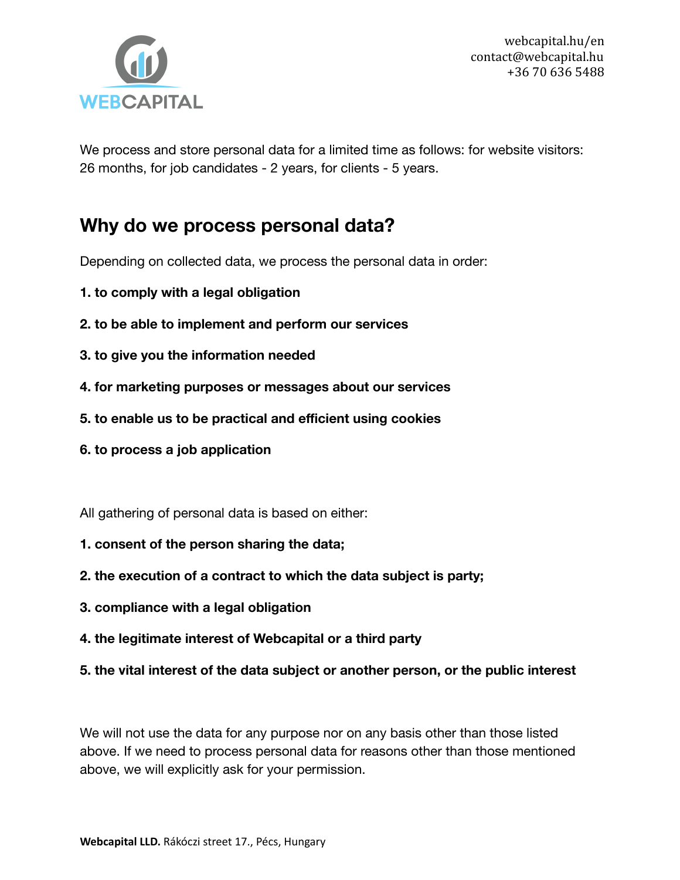We process and store personal data for a limited time as follows: for website visitors: 26 months, for job candidates - 2 years, for clients - 5 years.

## Why do we process personal data?

Depending on collected data, we process the personal data in order:

**1. to comply with a legal obligation**

**2. to be able to implement and perform our services**

**3. to give you the information needed**

**4. for marketing purposes or messages about our services**

**5. to enable us to be practical and efficient using cookies**

**6. to process a job application**

All gathering of personal data is based on either:

**1. consent of the person sharing the data;**

**2. the execution of a contract to which the data subject is party;**

**3. compliance with a legal obligation**

**4. the legitimate interest of Webcapital or a third party**

**5. the vital interest of the data subject or another person, or the public interest**

We will not use the data for any purpose nor on any basis other than those listed above. If we need to process personal data for reasons other than those mentioned above, we will explicitly ask for your permission.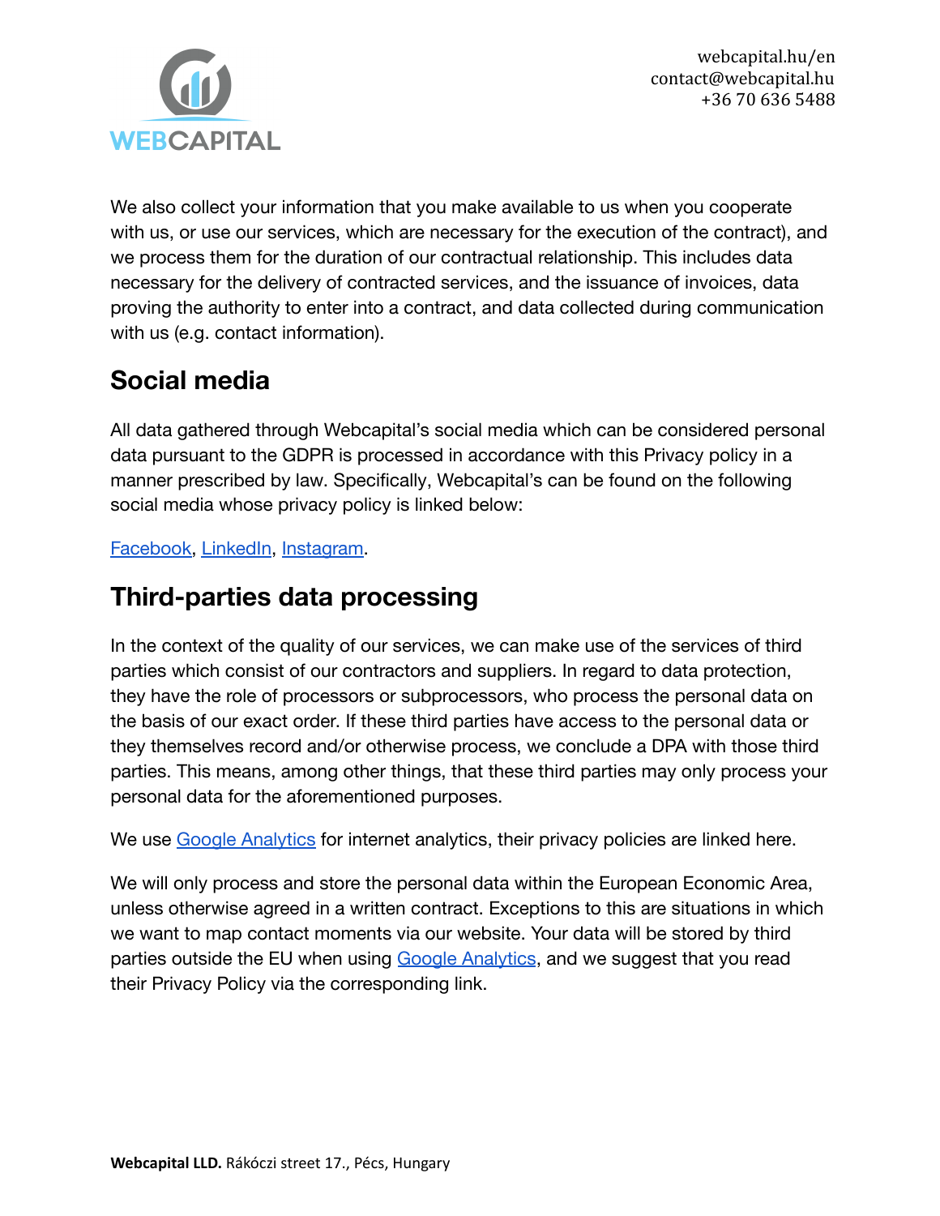We also collect your information that you make available to us when you cooperate with us, or use our services, which are necessary for the execution of the contract), and we process them for the duration of our contractual relationship. This includes data necessary for the delivery of contracted services, and the issuance of invoices, data proving the authority to enter into a contract, and data collected during communication with us (e.g. contact information).

## Social media

All data gathered through Webcapital's social media which can be considered personal data pursuant to the GDPR is processed in accordance with this Privacy policy in a manner prescribed by law. Specifically, Webcapital's can be found on the following social media whose privacy policy is linked below:

Facebook, LinkedIn, Instagram.

## Third-parties data processing

In the context of the quality of our services, we can make use of the services of third parties which consist of our contractors and suppliers. In regard to data protection, they have the role of processors or subprocessors, who process the personal data on the basis of our exact order. If these third parties have access to the personal data or they themselves record and/or otherwise process, we conclude a DPA with those third parties. This means, among other things, that these third parties may only process your personal data for the aforementioned purposes.

We use Google Analytics for internet analytics, their privacy policies are linked here.

We will only process and store the personal data within the European Economic Area, unless otherwise agreed in a written contract. Exceptions to this are situations in which we want to map contact moments via our website. Your data will be stored by third parties outside the EU when using Google Analytics, and we suggest that you read their Privacy Policy via the corresponding link.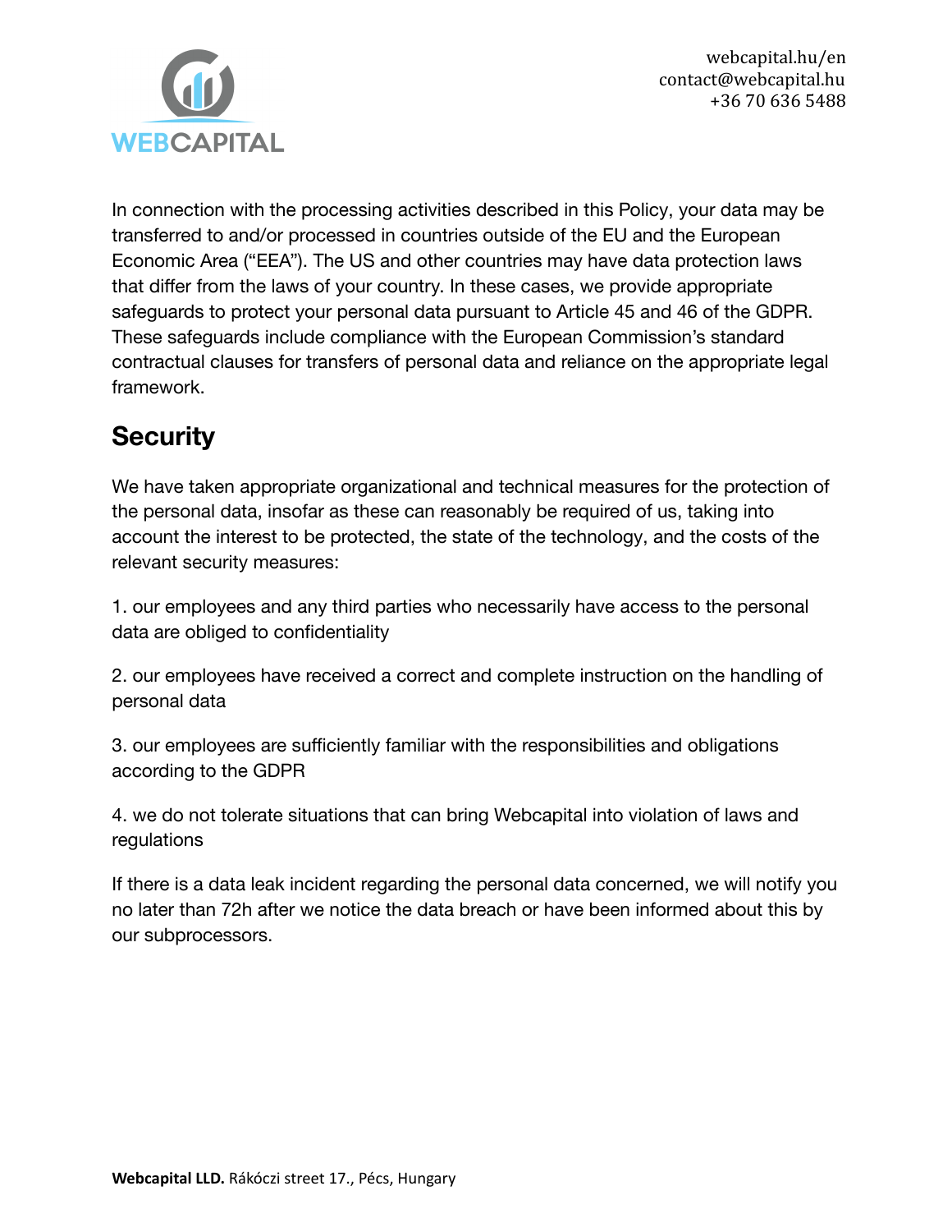In connection with the processing activities described in this Policy, your data may be transferred to and/or processed in countries outside of the EU and the European Economic Area ("EEA"). The US and other countries may have data protection laws that differ from the laws of your country. In these cases, we provide appropriate safeguards to protect your personal data pursuant to Article 45 and 46 of the GDPR. These safeguards include compliance with the European Commission's standard contractual clauses for transfers of personal data and reliance on the appropriate legal framework.

## Security

We have taken appropriate organizational and technical measures for the protection of the personal data, insofar as these can reasonably be required of us, taking into account the interest to be protected, the state of the technology, and the costs of the relevant security measures:

1. our employees and any third parties who necessarily have access to the personal data are obliged to confidentiality

2. our employees have received a correct and complete instruction on the handling of personal data

3. our employees are sufficiently familiar with the responsibilities and obligations according to the GDPR

4. we do not tolerate situations that can bring Webcapital into violation of laws and regulations

If there is a data leak incident regarding the personal data concerned, we will notify you no later than 72h after we notice the data breach or have been informed about this by our subprocessors.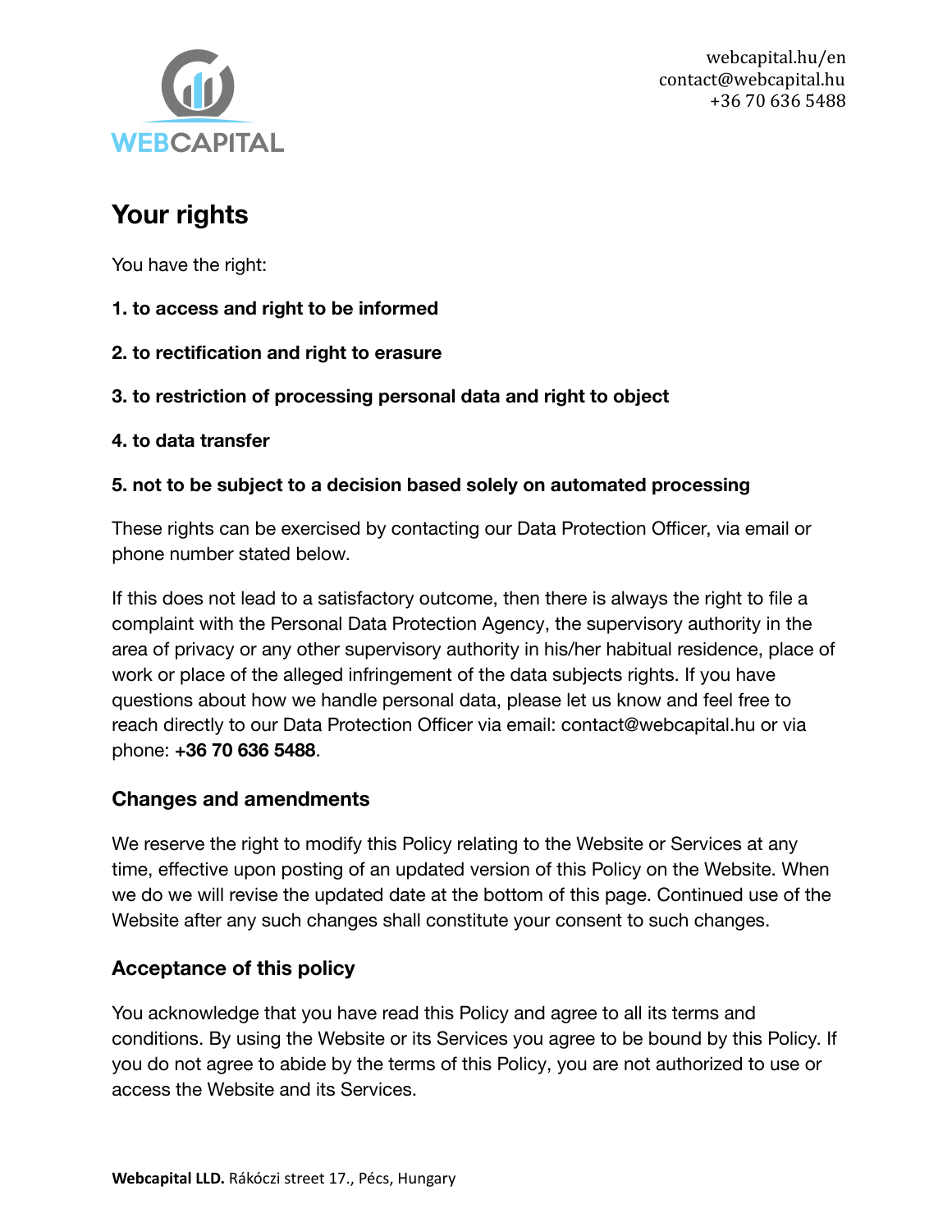## Your rights

You have the right:

**1. to access and right to be informed**

**2. to rectification and right to erasure**

**3. to restriction of processing personal data and right to object**

**4. to data transfer**

**5. not to be subject to a decision based solely on automated processing**

These rights can be exercised by contacting our Data Protection Officer, via email or phone number stated below.

If this does not lead to a satisfactory outcome, then there is always the right to file a complaint with the Personal Data Protection Agency, the supervisory authority in the area of privacy or any other supervisory authority in his/her habitual residence, place of work or place of the alleged infringement of the data subjects rights. If you have questions about how we handle personal data, please let us know and feel free to reach directly to our Data Protection Officer via email: contact@webcapital.hu or via phone: **+36 70 636 5488**.

### Changes and amendments

We reserve the right to modify this Policy relating to the Website or Services at any time, effective upon posting of an updated version of this Policy on the Website. When we do we will revise the updated date at the bottom of this page. Continued use of the Website after any such changes shall constitute your consent to such changes.

### Acceptance of this policy

You acknowledge that you have read this Policy and agree to all its terms and conditions. By using the Website or its Services you agree to be bound by this Policy. If you do not agree to abide by the terms of this Policy, you are not authorized to use or access the Website and its Services.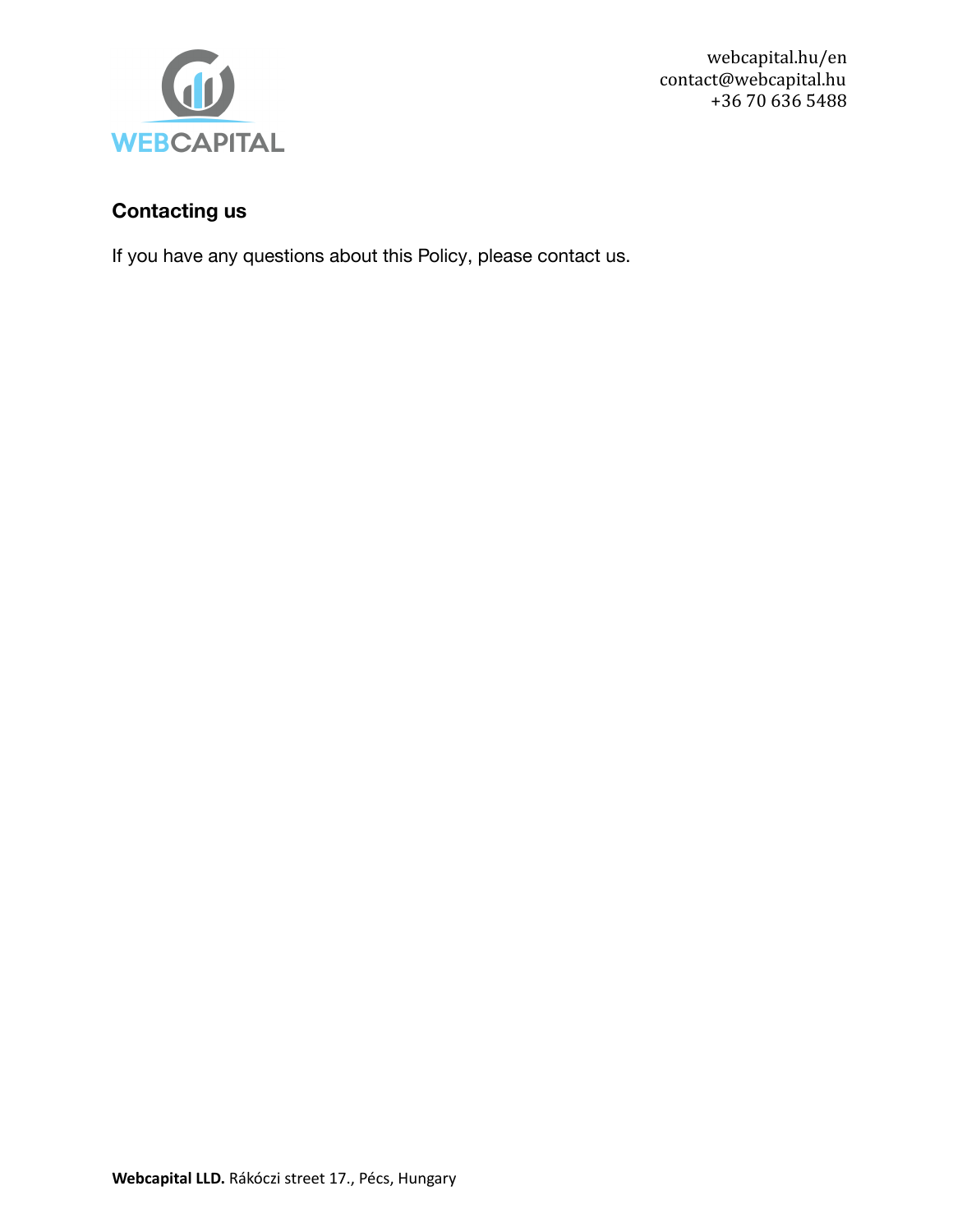## Contacting us

If you have any questions about this Policy, please contact us.